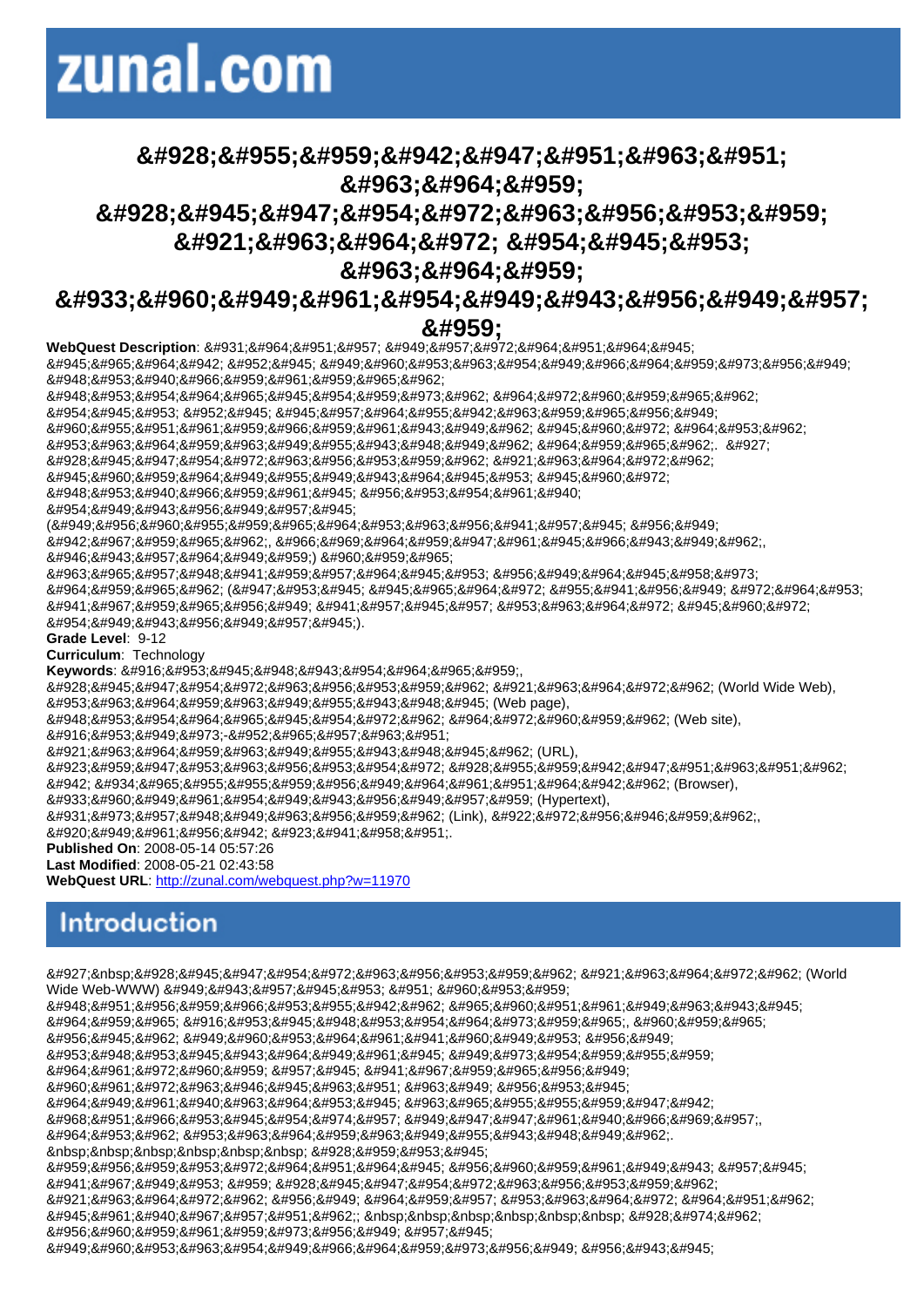# &#928;&#955;&#959;&#942;&#947;&#951;&#963;&#951; &#963;&#964;&#959; &#928;&#945;&#947;&#954;&#972;&#963;&#956;&#953;&#959; &#921;&#963;&#964;&#972; &#954;&#945;&#953; &#963;&#964;&#959; &#933;&#960;&#949;&#961;&#954;&#949;&#943;&#956;&#949;&#957;&#959;

**WebQuest Description**: &#931;&#964;&#951;&#957; &#949;&#957;&#972;&#964;&#951;&#964;&#945; &#945;&#965;&#964;&#942; &#952;&#945; &#949;&#960;&#953;&#963;&#954;&#949;&#966;&#964;&#959;&#973;&#956;&#949; &#948;&#953;&#940;&#966;&#959;&#961;&#959;&#965;&#962; &#948;&#953;&#954;&#964;&#965;&#945;&#954;&#959;&#973;&#962; &#964;&#972;&#960;&#959;&#965;&#962; &#954;&#945;&#953; &#952;&#945; &#945;&#957;&#964;&#955;&#942;&#963;&#959;&#965;&#956;&#949; &#960;&#955;&#951;&#961;&#959;&#966;&#959;&#961;&#943;&#949;&#962; &#945;&#960;&#972; &#964;&#953;&#962; &#953;&#963;&#964;&#959;&#963;&#949;&#955;&#943;&#948;&#949;&#962; &#964;&#959;&#965;&#962;. &#927; &#928;&#945;&#947;&#954;&#972;&#963;&#956;&#953;&#959;&#962; &#921;&#963;&#964;&#972;&#962; &#945;&#960;&#959;&#964;&#949;&#955;&#949;&#943;&#964;&#945;&#953; &#945;&#960;&#972; &#948;&#953;&#940;&#966;&#959;&#961;&#945; &#956;&#953;&#954;&#961;&#940; &#954;&#949;&#943;&#956;&#949;&#957;&#945; (&#949;&#956;&#960;&#955;&#959;&#965;&#964;&#953;&#963;&#956;&#941;&#957;&#945; &#956;&#949; &#942;&#967;&#959;&#965;&#962;, &#966;&#969;&#964;&#959;&#947;&#961;&#945;&#966;&#943;&#949;&#962;, &#946;&#943;&#957;&#964;&#949;&#959;) &#960;&#959;&#965; &#963;&#965;&#957;&#948;&#941;&#959;&#957;&#964;&#945;&#953; &#956;&#949;&#964;&#945;&#958;&#973; &#964;&#959;&#965;&#962; (&#947;&#953;&#945; &#945;&#965;&#964;&#972; &#955;&#941;&#956;&#949; &#972;&#964;&#953; &#941;&#967;&#959;&#965;&#956;&#949; &#941;&#957;&#945;&#957; &#953;&#963;&#964;&#972; &#945;&#960;&#972; &#954;&#949;&#943;&#956;&#949;&#957;&#945;).

**Grade Level**: 9-12

**Curriculum**: Technology

**Keywords**: &#916;&#953;&#945;&#948;&#943;&#954;&#964;&#965;&#959;, &#928;&#945;&#947;&#954;&#972;&#963;&#956;&#953;&#959;&#962; &#921;&#963;&#964;&#972;&#962; (World Wide Web), &#953;&#963;&#964;&#959;&#963;&#949;&#955;&#943;&#948;&#945; (Web page), &#948;&#953;&#954;&#964;&#965;&#945;&#954;&#972;&#962; &#964;&#972;&#960;&#959;&#962; (Web site), &#916;&#953;&#949;&#973;-&#952;&#965;&#957;&#963;&#951; &#921;&#963;&#964;&#959;&#963;&#949;&#955;&#943;&#948;&#945;&#962; (URL), &#923;&#959;&#947;&#953;&#963;&#956;&#953;&#954;&#972; &#928;&#955;&#959;&#942;&#947;&#951;&#963;&#951;&#962; &#942; &#934;&#965;&#955;&#955;&#959;&#956;&#949;&#964;&#961;&#951;&#964;&#942;&#962; (Browser), &#933;&#960;&#949;&#961;&#954;&#949;&#943;&#956;&#949;&#957;&#959; (Hypertext), &#931;&#973;&#957;&#948;&#949;&#963;&#956;&#959;&#962; (Link), &#922;&#972;&#956;&#946;&#959;&#962;, &#920;&#949;&#961;&#956;&#942; &#923;&#941;&#958;&#951;.

**Published On**: 2008-05-14 05:57:26

**Last Modified**: 2008-05-21 02:43:58

**WebQuest URL**: http://zunal.com/webquest.php?w=11970

## Introduction

&#927;&nbsp;&#928;&#945;&#947;&#954;&#972;&#963;&#956;&#953;&#959;&#962; &#921;&#963;&#964;&#972;&#962; (World Wide Web-WWW) &#949;&#943;&#957;&#945;&#953; &#951; &#960;&#953;&#959; &#948;&#951;&#956;&#959;&#966;&#953;&#955;&#942;&#962; &#965;&#960;&#951;&#961;&#949;&#963;&#943;&#945; &#964;&#959;&#965; &#916;&#953;&#945;&#948;&#953;&#954;&#964;&#973;&#959;&#965;, &#960;&#959;&#965; &#956;&#945;&#962; &#949;&#960;&#953;&#964;&#961;&#941;&#960;&#949;&#953; &#956;&#949; &#949;&#953;&#948;&#953;&#954;&#972; &#955;&#959;&#947;&#953;&#963;&#956;&#953;&#954;&#972; &#960;&#955;&#959;&#942;&#947;&#951;&#963;&#951;&#962; &#965;&#960;&#959;&#963;&#964;&#942;&#961;&#953;&#958;&#951;&#962; &#964;&#961;&#972;&#960;&#959; &#957;&#945; &#941;&#967;&#959;&#965;&#956;&#949; &#960;&#961;&#972;&#963;&#946;&#945;&#963;&#951; &#963;&#949; &#956;&#953;&#945; &#964;&#949;&#961;&#940;&#963;&#964;&#953;&#945; &#963;&#965;&#955;&#955;&#959;&#947;&#942; &#968;&#951;&#966;&#953;&#945;&#954;&#974;&#957; &#949;&#947;&#947;&#961;&#940;&#966;&#969;&#957;, &#964;&#953;&#962; &#953;&#963;&#964;&#959;&#963;&#949;&#955;&#943;&#948;&#949;&#962;. &nbsp;&nbsp;&nbsp;&nbsp;&nbsp;&nbsp; &#928;&#959;&#953;&#945; &#959;&#956;&#959;&#953;&#972;&#964;&#951;&#964;&#945; &#956;&#960;&#959;&#961;&#949;&#943; &#957;&#945; &#941;&#967;&#949;&#953; &#959; &#928;&#945;&#947;&#954;&#972;&#963;&#956;&#953;&#959;&#962; &#921;&#963;&#964;&#972;&#962; &#956;&#949; &#964;&#959;&#957; &#953;&#963;&#964;&#972; &#964;&#951;&#962; &#945;&#961;&#940;&#967;&#957;&#951;&#962;; &nbsp;&nbsp;&nbsp;&nbsp;&nbsp;&nbsp; &#928;&#974;&#962; &#956;&#960;&#959;&#961;&#959;&#973;&#956;&#949; &#957;&#945; &#949;&#960;&#953;&#963;&#954;&#949;&#966;&#964;&#959;&#973;&#956;&#949; &#956;&#943;&#945;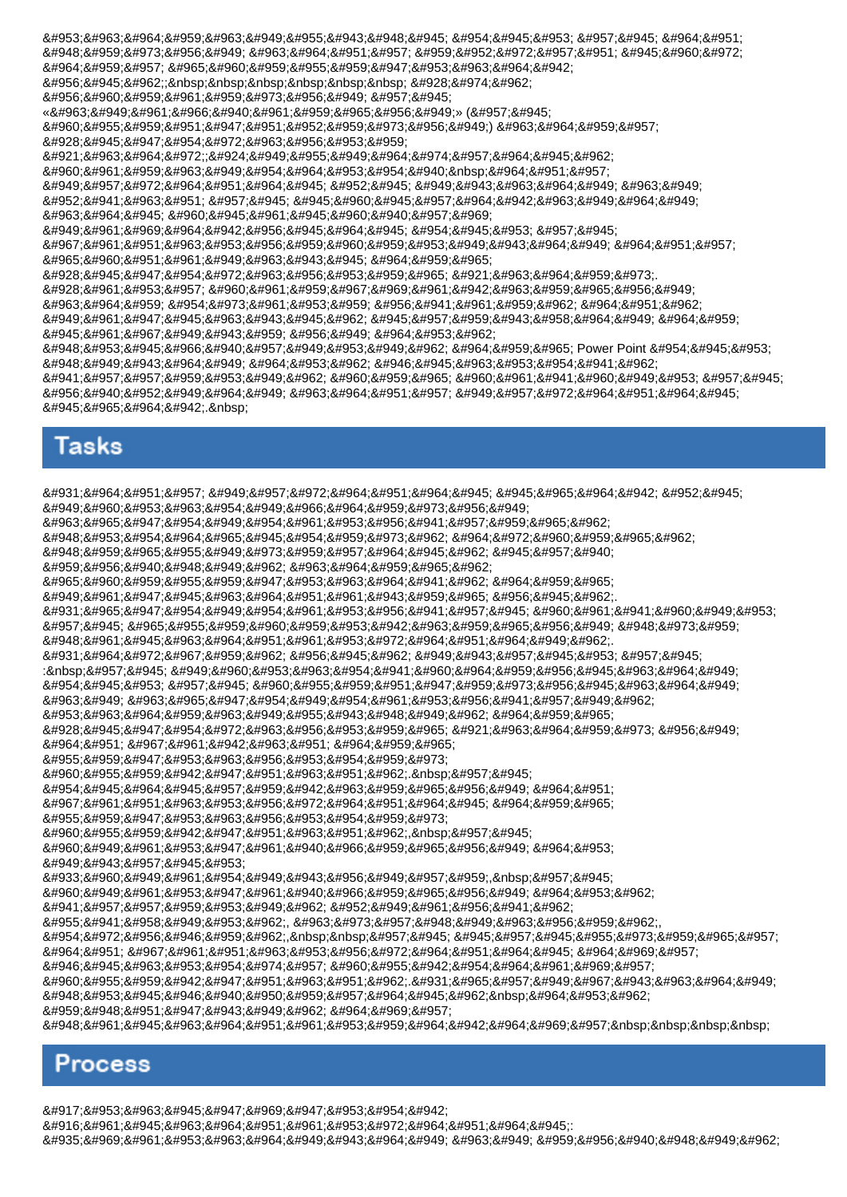&#953;&#963;&#964;&#959;&#963;&#949;&#955;&#943;&#948;&#945; &#954;&#945;&#953; &#957;&#945; &#964;&#951; &#948;&#959;&#973;&#956;&#949; &#963;&#964;&#951;&#957; &#959;&#952;&#972;&#957;&#951; &#945;&#960;&#972; &#964;&#959;&#957; &#965;&#960;&#959;&#955;&#959;&#947;&#953;&#963;&#964;&#942; &#956;&#945;&#962;;&nbsp;&nbsp;&nbsp;&nbsp;&nbsp;&nbsp; &#928;&#974;&#962; &#956;&#960;&#959;&#961;&#959;&#973;&#956;&#949; &#957;&#945; «&#963;&#949;&#961;&#966;&#940;&#961;&#959;&#965;&#956;&#949;» (&#957;&#945; &#960;&#955;&#959;&#951;&#947;&#951;&#952;&#959;&#973;&#956;&#949;) &#963;&#964;&#959;&#957; &#928;&#945;&#947;&#954;&#972;&#963;&#956;&#953;&#959; &#921;&#963;&#964;&#972;;&#924;&#949;&#955;&#949;&#964;&#974;&#957;&#964;&#945;&#962; &#960;&#961;&#959;&#963;&#949;&#954;&#964;&#953;&#954;&#940;&nbsp;&#964;&#951;&#957; &#949;&#957;&#972;&#964;&#951;&#964;&#945; &#952;&#945; &#949;&#943;&#963;&#964;&#949; &#963;&#949; &#952;&#941;&#963;&#951; &#957;&#945; &#945;&#960;&#945;&#957;&#964;&#942;&#963;&#949;&#964;&#949; &#963;&#964;&#945; &#960;&#945;&#961;&#945;&#960;&#940;&#957;&#969; &#949;&#961;&#969;&#964;&#942;&#956;&#945;&#964;&#945; &#954;&#945;&#953; &#957;&#945; &#967;&#961;&#951;&#963;&#953;&#956;&#959;&#960;&#959;&#953;&#949;&#943;&#964;&#949; &#964;&#951;&#957; &#965;&#960;&#951;&#961;&#949;&#963;&#943;&#945; &#964;&#959;&#965; &#928;&#945;&#947;&#954;&#972;&#963;&#956;&#953;&#959;&#965; &#921;&#963;&#964;&#959;&#973;. &#928;&#961;&#953;&#957; &#960;&#961;&#959;&#967;&#969;&#961;&#942;&#963;&#959;&#965;&#956;&#949; &#963;&#964;&#959; &#954;&#973;&#961;&#953;&#959; &#956;&#941;&#961;&#959;&#962; &#964;&#951;&#962; &#949;&#961;&#947;&#945;&#963;&#943;&#945;&#962; &#945;&#957;&#959;&#943;&#958;&#964;&#949; &#964;&#959; &#945;&#961;&#967;&#949;&#943;&#959; &#956;&#949; &#964;&#953;&#962; &#948;&#953;&#945;&#966;&#940;&#957;&#949;&#953;&#949;&#962; &#964;&#959;&#965; Power Point &#954;&#945;&#953; &#948;&#949;&#943;&#964;&#949; &#964;&#953;&#962; &#946;&#945;&#963;&#953;&#954;&#941;&#962; &#941;&#957;&#957;&#959;&#953;&#949;&#962; &#960;&#959;&#965; &#960;&#961;&#941;&#960;&#949;&#953; &#957;&#945; &#956;&#940;&#952;&#949;&#964;&#949; &#963;&#964;&#951;&#957; &#949;&#957;&#972;&#964;&#951;&#964;&#945; &#945;&#965;&#964;&#942;.&nbsp;

## Tasks

&#931;&#964;&#951;&#957; &#949;&#957;&#972;&#964;&#951;&#964;&#945; &#945;&#965;&#964;&#942; &#952;&#945; &#949;&#960;&#953;&#963;&#954;&#949;&#966;&#964;&#959;&#973;&#956;&#949; &#963;&#965;&#947;&#954;&#949;&#954;&#961;&#953;&#956;&#941;&#957;&#959;&#965;&#962; &#948;&#953;&#954;&#964;&#965;&#945;&#954;&#959;&#973;&#962; &#964;&#972;&#960;&#959;&#965;&#962; &#948;&#959;&#965;&#955;&#949;&#973;&#959;&#957;&#964;&#945;&#962; &#945;&#957;&#940; &#959;&#956;&#940;&#948;&#949;&#962; &#963;&#964;&#959;&#965;&#962; &#965;&#960;&#959;&#955;&#959;&#947;&#953;&#963;&#964;&#941;&#962; &#964;&#959;&#965; &#949;&#961;&#947;&#945;&#963;&#964;&#951;&#961;&#943;&#959;&#965; &#956;&#945;&#962;;. &#931;&#965;&#947;&#954;&#949;&#954;&#961;&#953;&#956;&#941;&#957;&#945; &#960;&#961;&#941;&#960;&#949;&#953; &#957;&#945; &#965;&#955;&#959;&#960;&#959;&#953;&#942;&#963;&#959;&#965;&#956;&#949; &#948;&#973;&#959; &#948;&#961;&#945;&#963;&#964;&#951;&#961;&#953;&#972;&#964;&#951;&#964;&#949;&#962;. &#931;&#964;&#972;&#967;&#959;&#962; &#956;&#945;&#962; &#949;&#943;&#963;&#945;&#953; &#957;&#945; :&nbsp;&#957;&#945; &#949;&#960;&#953;&#963;&#954;&#941;&#960;&#964;&#959;&#956;&#945;&#963;&#964;&#949; &#954;&#945;&#953; &#957;&#945; &#960;&#955;&#959;&#951;&#947;&#959;&#973;&#956;&#945;&#963;&#964;&#949; &#963;&#949; &#963;&#965;&#947;&#954;&#949;&#954;&#961;&#953;&#956;&#941;&#957;&#949;&#962; &#953;&#963;&#964;&#959;&#963;&#949;&#955;&#943;&#948;&#949;&#962; &#964;&#959;&#965; &#928;&#945;&#947;&#954;&#972;&#963;&#956;&#953;&#959;&#965; &#921;&#963;&#964;&#959;&#973; &#956;&#949; &#964;&#951; &#967;&#961;&#942;&#963;&#951; &#964;&#959;&#965; &#955;&#959;&#947;&#953;&#963;&#956;&#953;&#954;&#959;&#973; &#960;&#955;&#959;&#942;&#947;&#951;&#963;&#951;&#962;.&nbsp;&#957;&#945; &#954;&#945;&#964;&#945;&#957;&#959;&#942;&#963;&#959;&#965;&#956;&#949; &#964;&#951; &#967;&#961;&#951;&#963;&#953;&#956;&#972;&#964;&#951;&#964;&#945; &#964;&#959;&#965; &#955;&#959;&#947;&#953;&#963;&#956;&#953;&#954;&#959;&#973; &#960;&#955;&#959;&#942;&#947;&#951;&#963;&#951;&#962;,&nbsp;&#957;&#945; &#960;&#949;&#961;&#953;&#947;&#961;&#940;&#966;&#959;&#965;&#956;&#949; &#964;&#953; &#949;&#943;&#957;&#945;&#953; &#933;&#960;&#949;&#961;&#954;&#949;&#943;&#956;&#949;&#957;&#959;,&nbsp;&#957;&#945; &#960;&#949;&#961;&#953;&#947;&#961;&#940;&#966;&#959;&#965;&#956;&#949; &#964;&#953;&#962; &#941;&#957;&#957;&#959;&#953;&#949;&#962; &#952;&#949;&#961;&#956;&#941;&#962; &#955;&#941;&#958;&#949;&#953;&#962;, &#963;&#973;&#957;&#948;&#949;&#963;&#956;&#959;&#962;, &#954;&#972;&#956;&#946;&#959;&#962;,&nbsp;&nbsp;&#957;&#945; &#945;&#957;&#945;&#955;&#973;&#959;&#965;&#957; &#964;&#951; &#967;&#961;&#951;&#963;&#953;&#956;&#972;&#964;&#951;&#964;&#945; &#964;&#969;&#957; &#946;&#945;&#963;&#953;&#954;&#974;&#957; &#960;&#955;&#942;&#954;&#964;&#961;&#969;&#957; &#960;&#955;&#959;&#942;&#947;&#951;&#963;&#951;&#962;.&#931;&#965;&#957;&#949;&#967;&#943;&#963;&#964;&#949; &#948;&#953;&#945;&#946;&#940;&#950;&#959;&#957;&#964;&#945;&#962;&nbsp;&#964;&#953;&#962; &#959;&#948;&#951;&#947;&#943;&#949;&#962; &#964;&#969;&#957; &#948;&#961;&#945;&#963;&#964;&#951;&#961;&#953;&#959;&#964;&#942;&#964;&#969;&#957;&nbsp;&nbsp;&nbsp;&nbsp;

## Process

&#917;&#953;&#963;&#945;&#947;&#969;&#947;&#953;&#954;&#942; &#916;&#961;&#945;&#963;&#964;&#951;&#961;&#953;&#972;&#964;&#951;&#964;&#945;: &#935;&#969;&#961;&#953;&#963;&#964;&#949;&#943;&#964;&#949; &#963;&#949; &#959;&#956;&#940;&#948;&#949;&#962;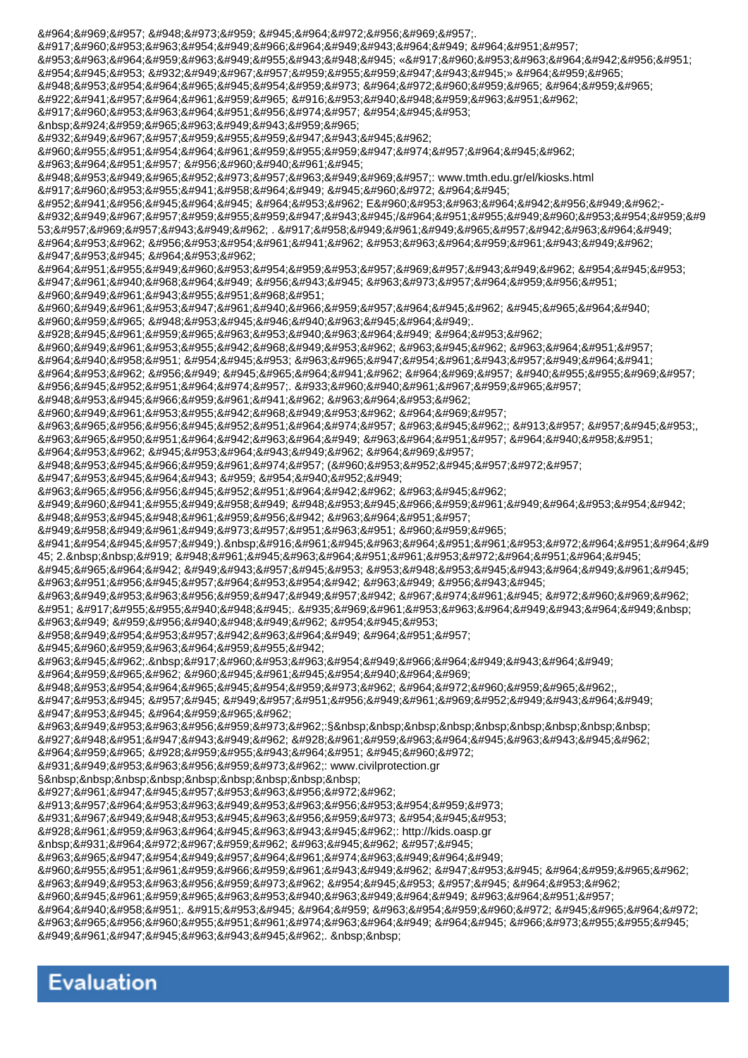&#964;&#969;&#957; &#948;&#973;&#959; &#945;&#964;&#972;&#956;&#969;&#957;.
&#917;&#960;&#953;&#963;&#954;&#949;&#966;&#964;&#949;&#943;&#964;&#949; &#964;&#951;&#957;
&#953;&#963;&#964;&#959;&#963;&#949;&#955;&#943;&#948;&#945; «&#917;&#960;&#953;&#963;&#964;&#942;&#956;&#951;
&#954;&#945;&#953; &#932;&#949;&#967;&#957;&#959;&#955;&#959;&#947;&#943;&#945;» &#964;&#959;&#965;
&#948;&#953;&#954;&#964;&#965;&#945;&#954;&#959;&#973; &#964;&#972;&#960;&#959;&#965; &#964;&#959;&#965;
&#922;&#941;&#957;&#964;&#961;&#959;&#965; &#916;&#953;&#940;&#948;&#959;&#963;&#951;&#962;
&#917;&#960;&#953;&#963;&#964;&#951;&#956;&#974;&#957; &#954;&#945;&#953;
&nbsp;&#924;&#959;&#965;&#963;&#949;&#943;&#959;&#965;
&#932;&#949;&#967;&#957;&#959;&#955;&#959;&#947;&#943;&#945;&#962;
&#960;&#955;&#951;&#954;&#964;&#961;&#959;&#955;&#959;&#947;&#974;&#957;&#964;&#945;&#962;
&#963;&#964;&#951;&#957; &#956;&#960;&#940;&#961;&#945;
&#948;&#953;&#949;&#965;&#952;&#973;&#957;&#963;&#949;&#969;&#957;: www.tmth.edu.gr/el/kiosks.html
&#917;&#960;&#953;&#955;&#941;&#958;&#964;&#949; &#945;&#960;&#972; &#964;&#945;
&#952;&#941;&#956;&#945;&#964;&#945; &#964;&#951;&#962; E&#960;&#953;&#963;&#964;&#942;&#956;&#951;&#962;-
&#932;&#949;&#967;&#957;&#959;&#955;&#959;&#947;&#943;&#945;/&#964;&#951;&#955;&#949;&#960;&#953;&#954;&#959;&#953;&#957;&#969;&#957;&#943;&#949;&#962; . &#917;&#958;&#949;&#961;&#949;&#965;&#957;&#942;&#963;&#964;&#949;
&#964;&#953;&#962; &#956;&#953;&#954;&#961;&#941;&#962; &#953;&#963;&#964;&#959;&#961;&#943;&#949;&#962;
&#947;&#953;&#945; &#964;&#953;&#962;
&#964;&#951;&#955;&#949;&#960;&#953;&#954;&#959;&#953;&#957;&#969;&#957;&#943;&#949;&#962; &#954;&#945;&#953;
&#947;&#961;&#940;&#968;&#964;&#949; &#956;&#943;&#945; &#963;&#973;&#957;&#964;&#959;&#956;&#951;
&#960;&#949;&#961;&#943;&#955;&#951;&#968;&#951;
&#960;&#949;&#961;&#953;&#947;&#961;&#940;&#966;&#959;&#957;&#964;&#945;&#962; &#945;&#965;&#964;&#940;
&#960;&#959;&#965; &#948;&#953;&#945;&#946;&#940;&#963;&#945;&#964;&#949;.
&#928;&#945;&#961;&#959;&#965;&#963;&#953;&#940;&#963;&#964;&#949; &#964;&#953;&#962;
&#960;&#949;&#961;&#953;&#955;&#942;&#968;&#949;&#953;&#962; &#963;&#945;&#962; &#963;&#964;&#951;&#957;
&#964;&#940;&#958;&#951; &#954;&#945;&#953; &#963;&#965;&#950;&#951;&#964;&#942;&#963;&#964;&#949;
&#964;&#953;&#962; &#956;&#949; &#945;&#965;&#964;&#941;&#962; &#964;&#969;&#957; &#940;&#955;&#955;&#969;&#957;
&#956;&#945;&#952;&#951;&#964;&#974;&#957;. &#933;&#960;&#940;&#961;&#967;&#959;&#965;&#957;
&#948;&#953;&#945;&#966;&#959;&#961;&#941;&#962; &#963;&#964;&#953;&#962;
&#960;&#949;&#961;&#953;&#955;&#942;&#968;&#949;&#953;&#962; &#964;&#969;&#957;
&#963;&#965;&#956;&#956;&#945;&#952;&#951;&#964;&#974;&#957; &#963;&#945;&#962;; &#913;&#957; &#957;&#945;&#953;,
&#963;&#965;&#950;&#951;&#964;&#942;&#963;&#964;&#949; &#963;&#964;&#951;&#957; &#964;&#940;&#958;&#951;
&#964;&#953;&#962; &#945;&#953;&#964;&#943;&#949;&#962; &#964;&#969;&#957;
&#948;&#953;&#945;&#966;&#959;&#961;&#974;&#957; (&#960;&#953;&#952;&#945;&#957;&#972;&#957;
&#947;&#953;&#945;&#964;&#943; &#959; &#954;&#940;&#952;&#949;
&#963;&#965;&#956;&#956;&#945;&#952;&#951;&#964;&#942;&#962; &#963;&#945;&#962;
&#949;&#960;&#941;&#955;&#949;&#958;&#949; &#948;&#953;&#945;&#966;&#959;&#961;&#949;&#964;&#953;&#954;&#942;
&#948;&#953;&#945;&#948;&#961;&#959;&#956;&#942; &#963;&#964;&#951;&#957;
&#949;&#958;&#949;&#961;&#949;&#973;&#957;&#951;&#963;&#951; &#960;&#959;&#965;
&#941;&#954;&#945;&#957;&#949;).&nbsp;&#916;&#961;&#945;&#963;&#964;&#951;&#961;&#953;&#972;&#964;&#951;&#964;&#945; 2.&nbsp;&nbsp;&#919; &#948;&#961;&#945;&#963;&#964;&#951;&#961;&#953;&#972;&#964;&#951;&#964;&#945;
&#945;&#965;&#964;&#942; &#949;&#943;&#957;&#945;&#953; &#953;&#948;&#953;&#945;&#943;&#964;&#949;&#961;&#945;
&#963;&#951;&#956;&#945;&#957;&#964;&#953;&#954;&#942; &#963;&#949; &#956;&#943;&#945;
&#963;&#949;&#953;&#963;&#956;&#959;&#947;&#949;&#957;&#942; &#967;&#974;&#961;&#945; &#972;&#960;&#969;&#962;
&#951; &#917;&#955;&#955;&#940;&#948;&#945;. &#935;&#969;&#961;&#953;&#963;&#964;&#949;&#943;&#964;&#949;&nbsp;
&#963;&#949; &#959;&#956;&#940;&#948;&#949;&#962; &#954;&#945;&#953;
&#958;&#949;&#954;&#953;&#957;&#942;&#963;&#964;&#949; &#964;&#951;&#957;
&#945;&#960;&#959;&#963;&#964;&#959;&#955;&#942;
&#963;&#945;&#962;.&nbsp;&#917;&#960;&#953;&#963;&#954;&#949;&#966;&#964;&#949;&#943;&#964;&#949;
&#964;&#959;&#965;&#962; &#960;&#945;&#961;&#945;&#954;&#940;&#964;&#969;
&#948;&#953;&#954;&#964;&#965;&#945;&#954;&#959;&#973;&#962; &#964;&#972;&#960;&#959;&#965;&#962;,
&#947;&#953;&#945; &#957;&#945; &#949;&#957;&#951;&#956;&#949;&#961;&#969;&#952;&#949;&#943;&#964;&#949;
&#947;&#953;&#945; &#964;&#959;&#965;&#962;
&#963;&#949;&#953;&#963;&#956;&#959;&#973;&#962;:§&nbsp;&nbsp;&nbsp;&nbsp;&nbsp;&nbsp;&nbsp;&nbsp;&nbsp;
&#927;&#948;&#951;&#947;&#943;&#949;&#962; &#928;&#961;&#959;&#963;&#964;&#945;&#963;&#943;&#945;&#962;
&#964;&#959;&#965; &#928;&#959;&#955;&#943;&#964;&#951; &#945;&#960;&#972;
&#931;&#949;&#953;&#963;&#956;&#959;&#973;&#962;: www.civilprotection.gr
§&nbsp;&nbsp;&nbsp;&nbsp;&nbsp;&nbsp;&nbsp;&nbsp;&nbsp;
&#927;&#961;&#947;&#945;&#957;&#953;&#963;&#956;&#972;&#962;
&#913;&#957;&#964;&#953;&#963;&#949;&#953;&#963;&#956;&#953;&#954;&#959;&#973;
&#931;&#967;&#949;&#948;&#953;&#945;&#963;&#956;&#959;&#973; &#954;&#945;&#953;
&#928;&#961;&#959;&#963;&#964;&#945;&#963;&#943;&#945;&#962;: http://kids.oasp.gr
&nbsp;&#931;&#964;&#972;&#967;&#959;&#962; &#963;&#945;&#962; &#957;&#945;
&#963;&#965;&#947;&#954;&#949;&#957;&#964;&#961;&#974;&#963;&#949;&#964;&#949;
&#960;&#955;&#951;&#961;&#959;&#966;&#959;&#961;&#943;&#949;&#962; &#947;&#953;&#945; &#964;&#959;&#965;&#962;
&#963;&#949;&#953;&#963;&#956;&#959;&#973;&#962; &#954;&#945;&#953; &#957;&#945; &#964;&#953;&#962;
&#960;&#945;&#961;&#959;&#965;&#963;&#953;&#940;&#963;&#949;&#964;&#949; &#963;&#964;&#951;&#957;
&#964;&#940;&#958;&#951;. &#915;&#953;&#945; &#964;&#959; &#963;&#954;&#959;&#960;&#972; &#945;&#965;&#964;&#972;
&#963;&#965;&#956;&#960;&#955;&#951;&#961;&#974;&#963;&#964;&#949; &#964;&#945; &#966;&#973;&#955;&#955;&#945;
&#949;&#961;&#947;&#945;&#963;&#943;&#945;&#962;. &nbsp;&nbsp;

## Evaluation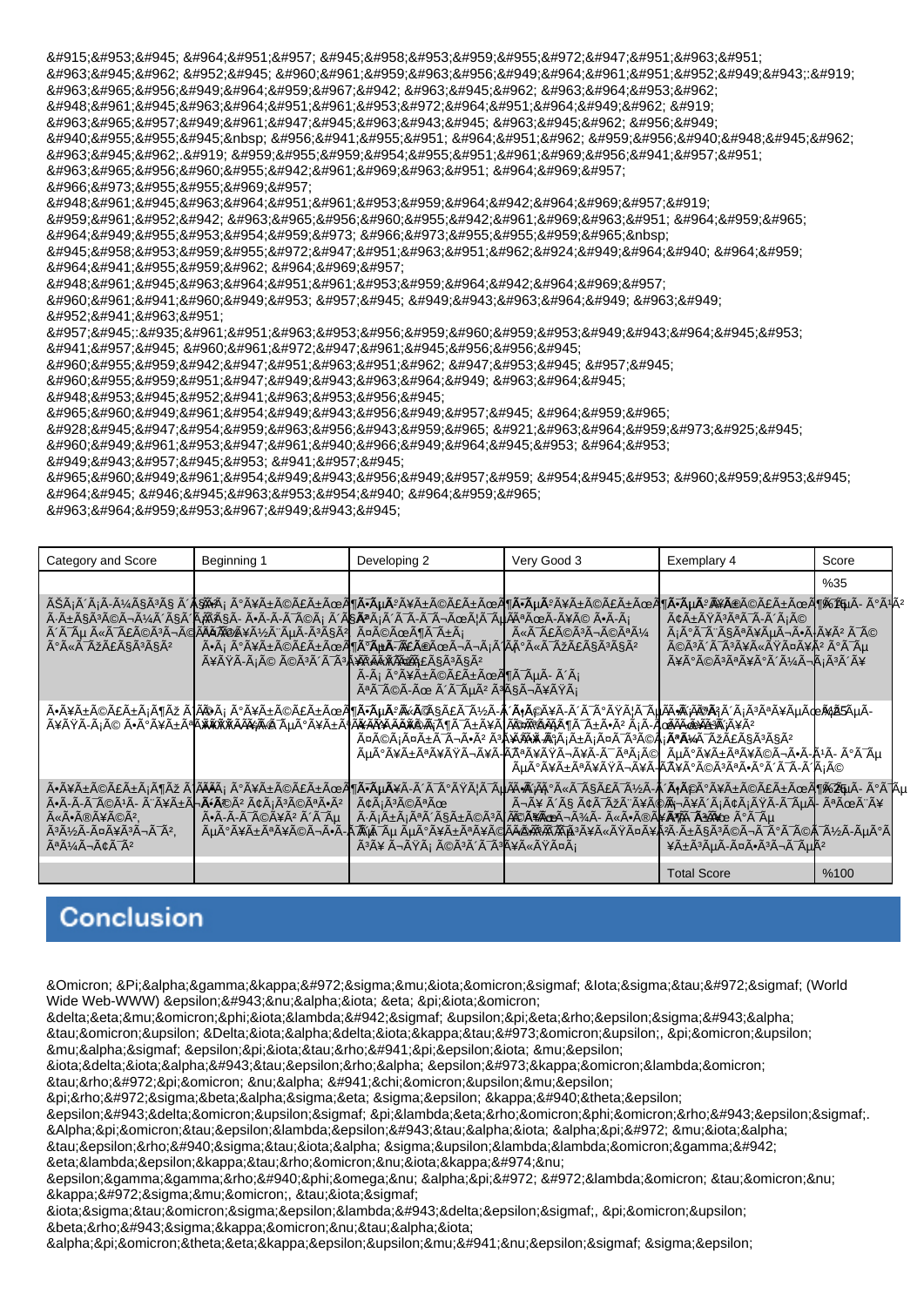&#915;&#953;&#945; &#964;&#951;&#957; &#945;&#958;&#953;&#959;&#955;&#972;&#947;&#951;&#963;&#951; &#963;&#945;&#962; &#952;&#945; &#960;&#961;&#959;&#963;&#956;&#949;&#964;&#961;&#951;&#952;&#949;&#943;:&#919; &#963;&#965;&#956;&#949;&#964;&#959;&#967;&#942; &#963;&#945;&#962; &#963;&#964;&#953;&#962; &#948;&#961;&#945;&#963;&#964;&#951;&#961;&#953;&#972;&#964;&#951;&#964;&#949;&#962; &#919; &#963;&#965;&#957;&#949;&#961;&#947;&#945;&#963;&#943;&#945; &#963;&#945;&#962; &#956;&#949; &#940;&#955;&#955;&#945;&nbsp; &#956;&#941;&#955;&#951; &#964;&#951;&#962; &#959;&#956;&#940;&#948;&#945;&#962; &#963;&#945;&#962;.&#919; &#959;&#965;&#959;&#954;&#955;&#951;&#961;&#969;&#956;&#941;&#957;&#951; &#963;&#965;&#956;&#960;&#955;&#942;&#961;&#969;&#963;&#951; &#964;&#969;&#957; &#966;&#973;&#955;&#955;&#969;&#957; &#948;&#961;&#945;&#963;&#964;&#951;&#961;&#953;&#959;&#964;&#942;&#964;&#969;&#957;&#919; &#959;&#961;&#952;&#942; &#963;&#965;&#956;&#960;&#955;&#942;&#961;&#969;&#963;&#951; &#964;&#959;&#965; &#964;&#949;&#955;&#953;&#954;&#959;&#973; &#966;&#973;&#955;&#955;&#959;&#965;&nbsp; &#945;&#958;&#953;&#959;&#955;&#972;&#947;&#951;&#963;&#951;&#962;&#924;&#949;&#964;&#940; &#964;&#959; &#964;&#941;&#955;&#959;&#962; &#964;&#969;&#957; &#948;&#961;&#945;&#963;&#964;&#951;&#961;&#953;&#959;&#964;&#942;&#964;&#969;&#957; &#960;&#961;&#941;&#960;&#949;&#953; &#957;&#945; &#949;&#943;&#963;&#964;&#949; &#963;&#949; &#952;&#941;&#963;&#951; &#957;&#945;:&#935;&#961;&#951;&#963;&#953;&#956;&#959;&#960;&#959;&#953;&#949;&#943;&#964;&#945;&#953; &#941;&#957;&#945; &#960;&#961;&#972;&#947;&#961;&#945;&#956;&#956;&#945; &#960;&#955;&#959;&#942;&#947;&#951;&#963;&#951;&#962; &#947;&#953;&#945; &#957;&#945; &#960;&#955;&#959;&#951;&#947;&#949;&#943;&#963;&#964;&#949; &#963;&#964;&#945; &#948;&#953;&#945;&#952;&#941;&#963;&#953;&#956;&#945; &#965;&#960;&#949;&#961;&#954;&#949;&#943;&#956;&#949;&#957;&#945; &#964;&#959;&#965; &#928;&#945;&#947;&#954;&#959;&#963;&#956;&#943;&#959;&#965; &#921;&#963;&#964;&#959;&#973;&#925;&#945; &#960;&#949;&#961;&#953;&#947;&#961;&#940;&#966;&#949;&#964;&#949; &#964;&#953; &#949;&#943;&#957;&#945;&#953; &#941;&#957;&#945; &#965;&#960;&#949;&#961;&#954;&#949;&#943;&#956;&#949;&#957;&#959; &#954;&#945;&#953; &#960;&#959;&#953;&#945; &#964;&#945; &#966;&#945;&#963;&#953;&#954;&#940; &#964;&#959;&#965; &#963;&#964;&#959;&#953;&#967;&#949;&#943;&#945;

| Category and Score | Beginning 1 | Developing 2 | Very Good 3 | Exemplary 4 | Score |
|---|---|---|---|---|---|
| | | | | | %35 |
| ÃŠÃ¡Ã´Ã¡Ã­Ã¼ÃªÃ³Ã§ Ã´Ã§Ã¯ Ã·ÃáÃ¯ÃçÃ¹Ã³ÃÃ²Ã© Ã°Ã«Ã¯ÃžÃ£ÃÃ³Ã§Ã² | Ã¡ Ã°ÃªÃ±ÃçÃ£Ã±Ã¡Ã¬Ã¬ÃÃ© Ã°Ã«Ã¯ÃžÃ£ÃÃ³Ã§Ã² | Ã¶Ã¬Ã¡Ã´Ã¡ Ã°ÃªÃ±ÃçÃ£Ã±Ã¡Ã¬Ã¬ÃÃ© Ã°Ã«Ã¯ÃžÃ£ÃÃ³Ã§Ã² | Ã¯ ÃªÃ±Ã¡Ã¬Ã¬ÃÃ© Ã°Ã«Ã¯ÃžÃ£ÃÃ³Ã§Ã² | Ã¢Ã±ÃŸÃ³ÃªÃ¥Ã© Ã¡Ã°Ã¯ Ã³Ã¥Ã«ÃŸÃ¤Ã¥Ã² Ã°Ã¥Ã±Ã©Ã¨Ã¼Ã± | %15 |
| Ã¥Ã±Ã©Ã£Ã±Ã¡Ã¶Ãž Ã´Ã¯Ã± Ã¯Ã°Ã¯ÃŸÃ¯Ã¹ Ã³Ã¥Ã°Ã¥ÃªÃ¥ÃŸÃ¬Ã¥Ã­Ã¯Ã¹ | Ã¡ Ã°ÃªÃ±ÃçÃ£Ã±Ã¡Ã¶Ãž | Ã¥ÃªÃ°ÃªÃ±ÃçÃ£Ã±Ã¡Ã¶Ãž Ã¡Ã°Ã¯ Ã¬ÃŸÃ¡ Ã°ÃªÃ±Ã¡Ã³Ã§ | Ã°Ã¥Ã±Ã©Ã£Ã±Ã¡Ã¶Ãž Ã¬Ã¥ Ã¯Ã°Ã¯Ã©Ã¡ Ã¬ÃÃ¯Ã¤Ã¯ | Ã¥Ã±Ã©Ã£Ã±Ã¡Ã¶Ãž Ã¬Ã¥ Ã¬Ã¥ÃªÃ¡Ã«Ã¥ Ã³Ã¡Ã¶ÃžÃ­Ã¥Ã©Ã¡ | %25 |
| Ã¥Ã±Ã©Ã£Ã±Ã¡Ã¶Ãž Ã´Ã¹Ã­ Ã·Ã¡Ã±Ã¡ÃªÃ´Ã§Ã±Ã©Ã³Ã´Ã©ÃªÃ¾Ã­ Ã´Ã¯Ã¹ Ã³Ã´Ã¯Ã©Ã·Ã¥ÃŸÃ¯Ã¹ | Ã¡ Ã°ÃªÃ±ÃçÃ£Ã±Ã¡Ã¶Ãž | Ã¥ÃªÃ°Ã±Ã¡Ã¶Ãž Ã¬Ã¥ Ã¬ÃŸÃ¡ Ã°ÃªÃ±Ã¡Ã³Ã§ | Ã¡Ã°Ã¥Ã±Ã©Ã£Ã±Ã¡Ã¶Ãž Ã¬Ã¥ Ã¬Ã¥ÃªÃ¡ | Ã¥Ã±Ã©Ã£Ã±Ã¡Ã¶Ãž Ã¬Ã¥ Ã³Ã¡Ã¶ÃžÃ­Ã¥Ã©Ã¡ ÃªÃ¡Ã©Ã³Ã¥ÃªÃ¥Ã© | %25 |
| | | | | Total Score | %100 |

## Conclusion

&Omicron; &Pi;&alpha;&gamma;&kappa;&#972;&sigma;&mu;&iota;&omicron;&sigmaf; &Iota;&sigma;&tau;&#972;&sigmaf; (World Wide Web-WWW) &epsilon;&#943;&nu;&alpha;&iota; &eta; &pi;&iota;&omicron; &delta;&eta;&mu;&omicron;&phi;&iota;&lambda;&#942;&sigmaf; &upsilon;&pi;&eta;&rho;&epsilon;&sigma;&#943;&alpha; &tau;&omicron;&upsilon; &Delta;&iota;&alpha;&delta;&iota;&kappa;&tau;&#973;&omicron;&upsilon;, &pi;&omicron;&upsilon; &mu;&alpha;&sigmaf; &epsilon;&pi;&iota;&tau;&rho;&#941;&pi;&epsilon;&iota; &mu;&epsilon; &iota;&delta;&iota;&alpha;&#943;&tau;&epsilon;&rho;&alpha; &epsilon;&#973;&kappa;&omicron;&lambda;&omicron; &tau;&rho;&#972;&pi;&omicron; &nu;&alpha; &#941;&chi;&omicron;&upsilon;&mu;&epsilon; &pi;&rho;&#972;&sigma;&beta;&alpha;&sigma;&eta; &sigma;&epsilon; &kappa;&#940;&theta;&epsilon; &epsilon;&#943;&delta;&omicron;&upsilon;&sigmaf; &pi;&lambda;&eta;&rho;&omicron;&phi;&omicron;&rho;&#943;&epsilon;&sigmaf;. &Alpha;&pi;&omicron;&tau;&epsilon;&lambda;&epsilon;&#943;&tau;&alpha;&iota; &alpha;&pi;&#972; &mu;&iota;&alpha; &tau;&epsilon;&rho;&#940;&sigma;&tau;&iota;&alpha; &sigma;&upsilon;&lambda;&lambda;&omicron;&gamma;&#942; &eta;&lambda;&epsilon;&kappa;&tau;&rho;&omicron;&nu;&iota;&kappa;&#974;&nu; &epsilon;&gamma;&gamma;&rho;&#940;&phi;&omega;&nu; &alpha;&pi;&#972; &#972;&lambda;&omicron; &tau;&omicron;&nu; &kappa;&#972;&sigma;&mu;&omicron;, &tau;&iota;&sigmaf; &iota;&sigma;&tau;&omicron;&sigma;&epsilon;&lambda;&#943;&delta;&epsilon;&sigmaf;, &pi;&omicron;&upsilon; &beta;&rho;&#943;&sigma;&kappa;&omicron;&nu;&tau;&alpha;&iota; &alpha;&pi;&omicron;&theta;&eta;&kappa;&epsilon;&upsilon;&mu;&#941;&nu;&epsilon;&sigmaf; &sigma;&epsilon;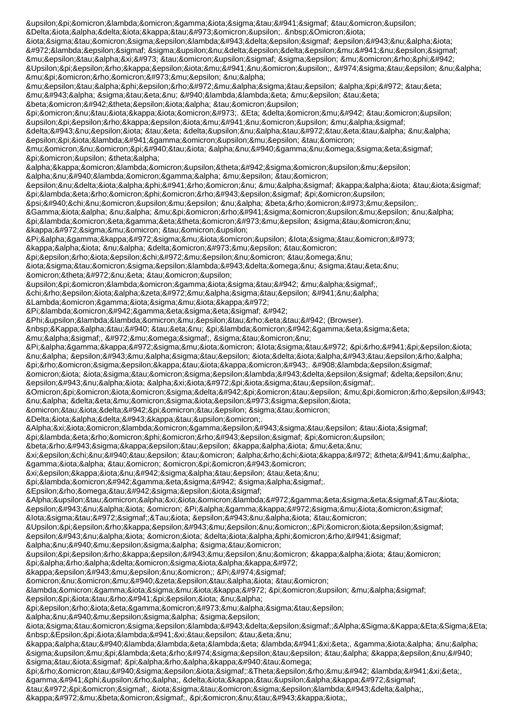&upsilon;&pi;&omicron;&lambda;&omicron;&gamma;&iota;&sigma;&tau;&#941;&sigmaf; &tau;&omicron;&upsilon;
&Delta;&iota;&alpha;&delta;&iota;&kappa;&tau;&#973;&omicron;&upsilon;. &nbsp;&Omicron;&iota;
&iota;&sigma;&tau;&omicron;&sigma;&epsilon;&lambda;&#943;&delta;&epsilon;&sigmaf; &epsilon;&#943;&nu;&alpha;&iota;
&#972;&lambda;&epsilon;&sigmaf; &sigma;&upsilon;&nu;&delta;&epsilon;&delta;&epsilon;&mu;&#941;&nu;&epsilon;&sigmaf;
&mu;&epsilon;&tau;&alpha;&xi;&#973; &tau;&omicron;&upsilon;&sigmaf; &sigma;&epsilon; &mu;&omicron;&rho;&phi;&#942;
&Upsilon;&pi;&epsilon;&rho;&kappa;&epsilon;&iota;&mu;&#941;&nu;&omicron;&upsilon;, &#974;&sigma;&tau;&epsilon; &nu;&alpha;
&mu;&pi;&omicron;&rho;&omicron;&#973;&mu;&epsilon; &nu;&alpha;
&mu;&epsilon;&tau;&alpha;&phi;&epsilon;&rho;&#972;&mu;&alpha;&sigma;&tau;&epsilon; &alpha;&pi;&#972; &tau;&eta;
&mu;&#943;&alpha; &sigma;&tau;&eta;&nu; &#940;&lambda;&lambda;&eta; &mu;&epsilon; &tau;&eta;
&beta;&omicron;&#942;&theta;&epsilon;&iota;&alpha; &tau;&omicron;&upsilon;
&pi;&omicron;&nu;&tau;&iota;&kappa;&iota;&omicron;&#973;. &Eta; &delta;&omicron;&mu;&#942; &tau;&omicron;&upsilon;
&upsilon;&pi;&epsilon;&rho;&kappa;&epsilon;&iota;&mu;&#941;&nu;&omicron;&upsilon; &mu;&alpha;&sigmaf;
&delta;&#943;&nu;&epsilon;&iota; &tau;&eta; &delta;&upsilon;&nu;&alpha;&tau;&#972;&tau;&eta;&tau;&alpha; &nu;&alpha;
&epsilon;&pi;&iota;&lambda;&#941;&gamma;&omicron;&upsilon;&mu;&epsilon; &tau;&omicron;
&mu;&omicron;&nu;&omicron;&pi;&#940;&tau;&iota; &alpha;&nu;&#940;&gamma;&nu;&omega;&sigma;&eta;&sigmaf;
&pi;&omicron;&upsilon; &theta;&alpha;
&alpha;&kappa;&omicron;&lambda;&omicron;&upsilon;&theta;&#942;&sigma;&omicron;&upsilon;&mu;&epsilon;
&alpha;&nu;&#940;&lambda;&omicron;&gamma;&alpha; &mu;&epsilon; &tau;&omicron;
&epsilon;&nu;&delta;&iota;&alpha;&phi;&#941;&rho;&omicron;&nu; &mu;&alpha;&sigmaf; &kappa;&alpha;&iota; &tau;&iota;&sigmaf;
&pi;&lambda;&eta;&rho;&omicron;&phi;&omicron;&rho;&#943;&epsilon;&sigmaf; &pi;&omicron;&upsilon;
&psi;&#940;&chi;&nu;&omicron;&upsilon;&mu;&epsilon; &nu;&alpha; &beta;&rho;&omicron;&#973;&mu;&epsilon;.
&Gamma;&iota;&alpha; &nu;&alpha; &mu;&pi;&omicron;&rho;&#941;&sigma;&omicron;&upsilon;&mu;&epsilon; &nu;&alpha;
&pi;&lambda;&omicron;&eta;&gamma;&eta;&theta;&omicron;&#973;&mu;&epsilon; &sigma;&tau;&omicron;&nu;
&kappa;&#972;&sigma;&mu;&omicron; &tau;&omicron;&upsilon;
&Pi;&alpha;&gamma;&kappa;&#972;&sigma;&mu;&iota;&omicron;&upsilon; &Iota;&sigma;&tau;&omicron;&#973;
&kappa;&alpha;&iota; &nu;&alpha; &delta;&omicron;&#973;&mu;&epsilon; &tau;&omicron;
&pi;&epsilon;&rho;&iota;&epsilon;&chi;&#972;&mu;&epsilon;&nu;&omicron; &tau;&omega;&nu;
&iota;&sigma;&tau;&omicron;&sigma;&epsilon;&lambda;&#943;&delta;&omega;&nu; &sigma;&tau;&eta;&nu;
&omicron;&theta;&#972;&nu;&eta; &tau;&omicron;&upsilon;
&upsilon;&pi;&omicron;&lambda;&omicron;&gamma;&iota;&sigma;&tau;&#942; &mu;&alpha;&sigmaf;,
&chi;&rho;&epsilon;&iota;&alpha;&zeta;&#972;&mu;&alpha;&sigma;&tau;&epsilon; &#941;&nu;&alpha;
&Lambda;&omicron;&gamma;&iota;&sigma;&mu;&iota;&kappa;&#972;
&Pi;&lambda;&omicron;&#942;&gamma;&eta;&sigma;&eta;&sigmaf; &#942;
&Phi;&upsilon;&lambda;&lambda;&omicron;&mu;&epsilon;&tau;&rho;&eta;&tau;&#942; (Browser).
&nbsp;&Kappa;&alpha;&tau;&#940; &tau;&eta;&nu; &pi;&lambda;&omicron;&#942;&gamma;&eta;&sigma;&eta;
&mu;&alpha;&sigmaf;, &#972;&mu;&omega;&sigmaf;, &sigma;&tau;&omicron;&nu;
&Pi;&alpha;&gamma;&kappa;&#972;&sigma;&mu;&iota;&omicron; &Iota;&sigma;&tau;&#972; &pi;&rho;&#941;&pi;&epsilon;&iota;
&nu;&alpha; &epsilon;&#943;&mu;&alpha;&sigma;&tau;&epsilon; &iota;&delta;&iota;&alpha;&#943;&tau;&epsilon;&rho;&alpha;
&pi;&rho;&omicron;&sigma;&epsilon;&kappa;&tau;&iota;&kappa;&omicron;&#943;. &#908;&lambda;&epsilon;&sigmaf;
&omicron;&iota; &iota;&sigma;&tau;&omicron;&sigma;&epsilon;&lambda;&#943;&delta;&epsilon;&sigmaf; &delta;&epsilon;&nu;
&epsilon;&#943;&nu;&alpha;&iota; &alpha;&xi;&iota;&#972;&pi;&iota;&sigma;&tau;&epsilon;&sigmaf;.
&Omicron;&pi;&omicron;&iota;&omicron;&sigma;&delta;&#942;&pi;&omicron;&tau;&epsilon; &mu;&pi;&omicron;&rho;&epsilon;&#943;
&nu;&alpha; &delta;&eta;&mu;&omicron;&sigma;&iota;&epsilon;&#973;&sigma;&epsilon;&iota;
&omicron;&tau;&iota;&delta;&#942;&pi;&omicron;&tau;&epsilon; &sigma;&tau;&omicron;
&Delta;&iota;&alpha;&delta;&#943;&kappa;&tau;&upsilon;&omicron;.
&Alpha;&xi;&iota;&omicron;&lambda;&omicron;&gamma;&epsilon;&#943;&sigma;&tau;&epsilon; &tau;&iota;&sigmaf;
&pi;&lambda;&eta;&rho;&omicron;&phi;&omicron;&rho;&#943;&epsilon;&sigmaf; &pi;&omicron;&upsilon;
&beta;&rho;&#943;&sigma;&kappa;&epsilon;&tau;&epsilon; &kappa;&alpha;&iota; &mu;&eta;&nu;
&xi;&epsilon;&chi;&nu;&#940;&tau;&epsilon; &tau;&omicron; &alpha;&rho;&chi;&iota;&kappa;&#972; &theta;&#941;&mu;&alpha;,
&gamma;&iota;&alpha; &tau;&omicron; &omicron;&pi;&omicron;&#943;&omicron;
&xi;&epsilon;&kappa;&iota;&nu;&#942;&sigma;&alpha;&tau;&epsilon; &tau;&eta;&nu;
&pi;&lambda;&omicron;&#942;&gamma;&eta;&sigma;&#942; &sigma;&alpha;&sigmaf;.
&Epsilon;&rho;&omega;&tau;&#942;&sigma;&epsilon;&iota;&sigmaf;
&Alpha;&upsilon;&tau;&omicron;&alpha;&xi;&iota;&omicron;&lambda;&#972;&gamma;&eta;&sigma;&eta;&sigmaf;&Tau;&iota;
&epsilon;&#943;&nu;&alpha;&iota; &omicron; &Pi;&alpha;&gamma;&kappa;&#972;&sigma;&mu;&iota;&omicron;&sigmaf;
&Iota;&sigma;&tau;&#972;&sigmaf;;&Tau;&iota; &epsilon;&#943;&nu;&alpha;&iota; &tau;&omicron;
&Upsilon;&pi;&epsilon;&rho;&kappa;&epsilon;&#943;&mu;&epsilon;&nu;&omicron;;&Pi;&omicron;&iota;&epsilon;&sigmaf;
&epsilon;&#943;&nu;&alpha;&iota; &omicron;&iota; &delta;&iota;&alpha;&phi;&omicron;&rho;&#941;&sigmaf;
&alpha;&nu;&#940;&mu;&epsilon;&sigma;&alpha; &sigma;&tau;&omicron;
&upsilon;&pi;&epsilon;&rho;&kappa;&epsilon;&#943;&mu;&epsilon;&nu;&omicron; &kappa;&alpha;&iota; &tau;&omicron;
&pi;&alpha;&rho;&alpha;&delta;&omicron;&sigma;&iota;&alpha;&kappa;&#972;
&kappa;&epsilon;&#943;&mu;&epsilon;&nu;&omicron;;; &Pi;&#974;&sigmaf;
&omicron;&nu;&omicron;&mu;&#940;&zeta;&epsilon;&tau;&alpha;&iota; &tau;&omicron;
&lambda;&omicron;&gamma;&iota;&sigma;&mu;&iota;&kappa;&#972; &pi;&omicron;&upsilon; &mu;&alpha;&sigmaf;
&epsilon;&pi;&iota;&tau;&rho;&#941;&pi;&epsilon;&iota; &nu;&alpha;
&pi;&epsilon;&rho;&iota;&eta;&gamma;&omicron;&#973;&mu;&alpha;&sigma;&tau;&epsilon;
&alpha;&nu;&#940;&mu;&epsilon;&sigma;&alpha; &sigma;&epsilon;
&iota;&sigma;&tau;&omicron;&sigma;&epsilon;&lambda;&#943;&delta;&epsilon;&sigmaf;;&Alpha;&Sigma;&Kappa;&Eta;&Sigma;&Eta;
&nbsp;&Epsilon;&pi;&iota;&lambda;&#941;&xi;&tau;&epsilon; &tau;&eta;&nu;
&kappa;&alpha;&tau;&#940;&lambda;&lambda;&eta;&lambda;&eta; &lambda;&#941;&xi;&eta;, &gamma;&iota;&alpha; &nu;&alpha;
&sigma;&upsilon;&mu;&pi;&lambda;&eta;&rho;&#974;&sigma;&epsilon;&tau;&epsilon; &tau;&alpha; &kappa;&epsilon;&nu;&#940;
&sigma;&tau;&iota;&sigmaf; &pi;&alpha;&rho;&alpha;&kappa;&#940;&tau;&omega;
&pi;&rho;&omicron;&tau;&#940;&sigma;&epsilon;&iota;&sigmaf;:&Theta;&epsilon;&rho;&mu;&#942; &lambda;&#941;&xi;&eta;,
&gamma;&#941;&phi;&upsilon;&rho;&alpha;, &delta;&iota;&kappa;&tau;&upsilon;&alpha;&kappa;&#972;&sigmaf;
&tau;&#972;&pi;&omicron;&sigmaf;, &iota;&sigma;&tau;&omicron;&sigma;&epsilon;&lambda;&#943;&delta;&alpha;,
&kappa;&#972;&mu;&beta;&omicron;&sigmaf;, &pi;&omicron;&nu;&tau;&#943;&kappa;&iota;,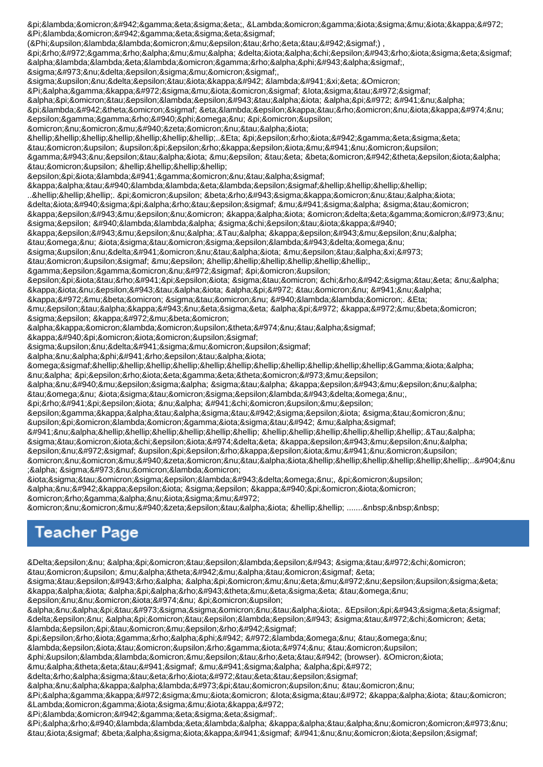&pi;&lambda;&omicron;&#942;&gamma;&eta;&sigma;&eta;, &Lambda;&omicron;&gamma;&iota;&sigma;&mu;&iota;&kappa;&#972;
&Pi;&lambda;&omicron;&#942;&gamma;&eta;&sigma;&eta;&sigmaf;
(&Phi;&upsilon;&lambda;&lambda;&omicron;&mu;&epsilon;&tau;&rho;&eta;&tau;&#942;&sigmaf;) ,
&pi;&rho;&#972;&gamma;&rho;&alpha;&mu;&mu;&alpha; &delta;&iota;&alpha;&chi;&epsilon;&#943;&rho;&iota;&sigma;&eta;&sigmaf;
&alpha;&lambda;&lambda;&eta;&lambda;&omicron;&gamma;&rho;&alpha;&phi;&#943;&alpha;&sigmaf;,
&sigma;&#973;&nu;&delta;&epsilon;&sigma;&mu;&omicron;&sigmaf;,
&sigma;&upsilon;&nu;&delta;&epsilon;&tau;&iota;&kappa;&#942; &lambda;&#941;&xi;&eta;.&Omicron;
&Pi;&alpha;&gamma;&kappa;&#972;&sigma;&mu;&iota;&omicron;&sigmaf; &Iota;&sigma;&tau;&#972;&sigmaf;
&alpha;&pi;&omicron;&tau;&epsilon;&lambda;&epsilon;&#943;&tau;&alpha;&iota; &alpha;&pi;&#972; &#941;&nu;&alpha;
&pi;&lambda;&#942;&theta;&omicron;&sigmaf; &eta;&lambda;&epsilon;&kappa;&tau;&rho;&omicron;&nu;&iota;&kappa;&#974;&nu;
&epsilon;&gamma;&gamma;&rho;&#940;&phi;&omega;&nu; &pi;&omicron;&upsilon;
&omicron;&nu;&omicron;&mu;&#940;&zeta;&omicron;&nu;&tau;&alpha;&iota;
&hellip;&hellip;&hellip;&hellip;&hellip;&hellip;&hellip;..&Eta; &pi;&epsilon;&rho;&iota;&#942;&gamma;&eta;&sigma;&eta;
&tau;&omicron;&upsilon; &upsilon;&pi;&epsilon;&rho;&kappa;&epsilon;&iota;&mu;&#941;&nu;&omicron;&upsilon;
&gamma;&#943;&nu;&epsilon;&tau;&alpha;&iota; &mu;&epsilon; &tau;&eta; &beta;&omicron;&#942;&theta;&epsilon;&iota;&alpha;
&tau;&omicron;&upsilon; &hellip;&hellip;&hellip;&hellip;
&epsilon;&pi;&iota;&lambda;&#941;&gamma;&omicron;&nu;&tau;&alpha;&sigmaf;
&kappa;&alpha;&tau;&#940;&lambda;&lambda;&eta;&lambda;&epsilon;&sigmaf;&hellip;&hellip;&hellip;&hellip;
..&hellip;&hellip;&hellip;. &pi;&omicron;&upsilon; &beta;&rho;&#943;&sigma;&kappa;&omicron;&nu;&tau;&alpha;&iota;
&delta;&iota;&#940;&sigma;&pi;&alpha;&rho;&tau;&epsilon;&sigmaf; &mu;&#941;&sigma;&alpha; &sigma;&tau;&omicron;
&kappa;&epsilon;&#943;&mu;&epsilon;&nu;&omicron; &kappa;&alpha;&iota; &omicron;&delta;&eta;&gamma;&omicron;&#973;&nu;
&sigma;&epsilon; &#940;&lambda;&lambda;&alpha; &sigma;&chi;&epsilon;&tau;&iota;&kappa;&#940;
&kappa;&epsilon;&#943;&mu;&epsilon;&nu;&alpha;;.&Tau;&alpha; &kappa;&epsilon;&#943;&mu;&epsilon;&nu;&alpha;
&tau;&omega;&nu; &iota;&sigma;&tau;&omicron;&sigma;&epsilon;&lambda;&#943;&delta;&omega;&nu;
&sigma;&upsilon;&nu;&delta;&#941;&omicron;&nu;&tau;&alpha;&iota; &mu;&epsilon;&tau;&alpha;&xi;&#973;
&tau;&omicron;&upsilon;&sigmaf; &mu;&epsilon; &hellip;&hellip;&hellip;&hellip;&hellip;&hellip;,
&gamma;&epsilon;&gamma;&omicron;&nu;&#972;&sigmaf; &pi;&omicron;&upsilon;
&epsilon;&pi;&iota;&tau;&rho;&#941;&pi;&epsilon;&iota; &sigma;&tau;&omicron; &chi;&rho;&#942;&sigma;&tau;&eta; &nu;&alpha;
&kappa;&iota;&nu;&epsilon;&#943;&tau;&alpha;&iota; &alpha;&pi;&#972; &tau;&omicron;&nu; &#941;&nu;&alpha;
&kappa;&#972;&mu;&beta;&omicron; &sigma;&tau;&omicron;&nu; &#940;&lambda;&lambda;&omicron;;. &Eta;
&mu;&epsilon;&tau;&alpha;&kappa;&#943;&nu;&eta;&sigma;&eta; &alpha;&pi;&#972; &kappa;&#972;&mu;&beta;&omicron;
&sigma;&epsilon; &kappa;&#972;&mu;&beta;&omicron;
&alpha;&kappa;&omicron;&lambda;&omicron;&upsilon;&theta;&#974;&nu;&tau;&alpha;&sigmaf;
&kappa;&#940;&pi;&omicron;&iota;&omicron;&upsilon;&sigmaf;
&sigma;&upsilon;&nu;&delta;&#941;&sigma;&mu;&omicron;&upsilon;&sigmaf;
&alpha;&nu;&alpha;&phi;&#941;&rho;&epsilon;&tau;&alpha;&iota;
&omega;&sigmaf;&hellip;&hellip;&hellip;&hellip;&hellip;&hellip;&hellip;&hellip;&hellip;&hellip;&hellip;&Gamma;&iota;&alpha;
&nu;&alpha; &pi;&epsilon;&rho;&iota;&eta;&gamma;&eta;&theta;&omicron;&#973;&mu;&epsilon;
&alpha;&nu;&#940;&mu;&epsilon;&sigma;&alpha; &sigma;&tau;&alpha; &kappa;&epsilon;&#943;&mu;&epsilon;&nu;&alpha;
&tau;&omega;&nu; &iota;&sigma;&tau;&omicron;&sigma;&epsilon;&lambda;&#943;&delta;&omega;&nu;,
&pi;&rho;&#941;&pi;&epsilon;&iota; &nu;&alpha; &#941;&chi;&omicron;&upsilon;&mu;&epsilon;
&epsilon;&gamma;&kappa;&alpha;&tau;&alpha;&sigma;&tau;&#942;&sigma;&epsilon;&iota; &sigma;&tau;&omicron;&nu;
&upsilon;&pi;&omicron;&lambda;&omicron;&gamma;&iota;&sigma;&tau;&#942; &mu;&alpha;&sigmaf;
&#941;&nu;&alpha;&hellip;&hellip;&hellip;&hellip;&hellip;&hellip;&hellip; &hellip;&hellip;&hellip;&hellip;&hellip;&hellip;&hellip;.&Tau;&alpha;
&sigma;&tau;&omicron;&iota;&chi;&epsilon;&iota;&#974;&delta;&eta; &kappa;&epsilon;&#943;&mu;&epsilon;&nu;&alpha;
&epsilon;&nu;&#972;&sigmaf; &upsilon;&pi;&epsilon;&rho;&kappa;&epsilon;&iota;&mu;&#941;&nu;&omicron;&upsilon;
&omicron;&nu;&omicron;&mu;&#940;&zeta;&omicron;&nu;&tau;&alpha;&iota;&hellip;&hellip;&hellip;&hellip;&hellip;&hellip;..&#904;&nu
;&alpha; &sigma;&#973;&nu;&omicron;&lambda;&omicron;
&iota;&sigma;&tau;&omicron;&sigma;&epsilon;&lambda;&#943;&delta;&omega;&nu;, &pi;&omicron;&upsilon;
&alpha;&nu;&#942;&kappa;&epsilon;&iota; &sigma;&epsilon; &kappa;&#940;&pi;&omicron;&iota;&omicron;
&omicron;&rho;&gamma;&alpha;&nu;&iota;&sigma;&mu;&#972;
&omicron;&nu;&omicron;&mu;&#940;&zeta;&epsilon;&tau;&alpha;&iota; &hellip;&hellip; .......&nbsp;&nbsp;&nbsp;

## Teacher Page

&Delta;&epsilon;&nu; &alpha;&pi;&omicron;&tau;&epsilon;&lambda;&epsilon;&#943; &sigma;&tau;&#972;&chi;&omicron;
&tau;&omicron;&upsilon; &mu;&alpha;&theta;&#942;&mu;&alpha;&tau;&omicron;&sigmaf; &eta;
&sigma;&tau;&epsilon;&#943;&rho;&alpha; &alpha;&pi;&omicron;&mu;&nu;&eta;&mu;&#972;&nu;&epsilon;&upsilon;&sigma;&eta;
&kappa;&alpha;&iota; &alpha;&pi;&alpha;&rho;&#943;&theta;&mu;&eta;&sigma;&eta; &tau;&omega;&nu;
&epsilon;&nu;&nu;&omicron;&iota;&#974;&nu; &pi;&omicron;&upsilon;
&alpha;&nu;&alpha;&pi;&tau;&#973;&sigma;&sigma;&omicron;&nu;&tau;&alpha;&iota;. &Epsilon;&pi;&#943;&sigma;&eta;&sigmaf;
&delta;&epsilon;&nu; &alpha;&pi;&omicron;&tau;&epsilon;&lambda;&epsilon;&#943; &sigma;&tau;&#972;&chi;&omicron; &eta;
&lambda;&epsilon;&pi;&tau;&omicron;&mu;&epsilon;&rho;&#942;&sigmaf;
&pi;&epsilon;&rho;&iota;&gamma;&rho;&alpha;&phi;&#942; &#972;&lambda;&omega;&nu; &tau;&omega;&nu;
&lambda;&epsilon;&iota;&tau;&omicron;&upsilon;&rho;&gamma;&iota;&#974;&nu; &tau;&omicron;&upsilon;
&phi;&upsilon;&lambda;&lambda;&omicron;&mu;&epsilon;&tau;&rho;&eta;&tau;&#942; (browser). &Omicron;&iota;
&mu;&alpha;&theta;&eta;&tau;&#941;&sigmaf; &mu;&#941;&sigma;&alpha; &alpha;&pi;&#972;
&delta;&rho;&alpha;&sigma;&tau;&eta;&rho;&iota;&#972;&tau;&eta;&tau;&epsilon;&sigmaf;
&alpha;&nu;&alpha;&kappa;&alpha;&lambda;&#973;&pi;&tau;&omicron;&upsilon;&nu; &tau;&omicron;&nu;
&Pi;&alpha;&gamma;&kappa;&#972;&sigma;&mu;&iota;&omicron; &Iota;&sigma;&tau;&#972; &kappa;&alpha;&iota; &tau;&omicron;
&Lambda;&omicron;&gamma;&iota;&sigma;&mu;&iota;&kappa;&#972;
&Pi;&lambda;&omicron;&#942;&gamma;&eta;&sigma;&eta;&sigmaf;.
&Pi;&alpha;&rho;&#940;&lambda;&lambda;&eta;&lambda;&alpha; &kappa;&alpha;&tau;&alpha;&nu;&omicron;&omicron;&#973;&nu;
&tau;&iota;&sigmaf; &beta;&alpha;&sigma;&iota;&kappa;&#941;&sigmaf; &#941;&nu;&nu;&omicron;&iota;&epsilon;&sigmaf;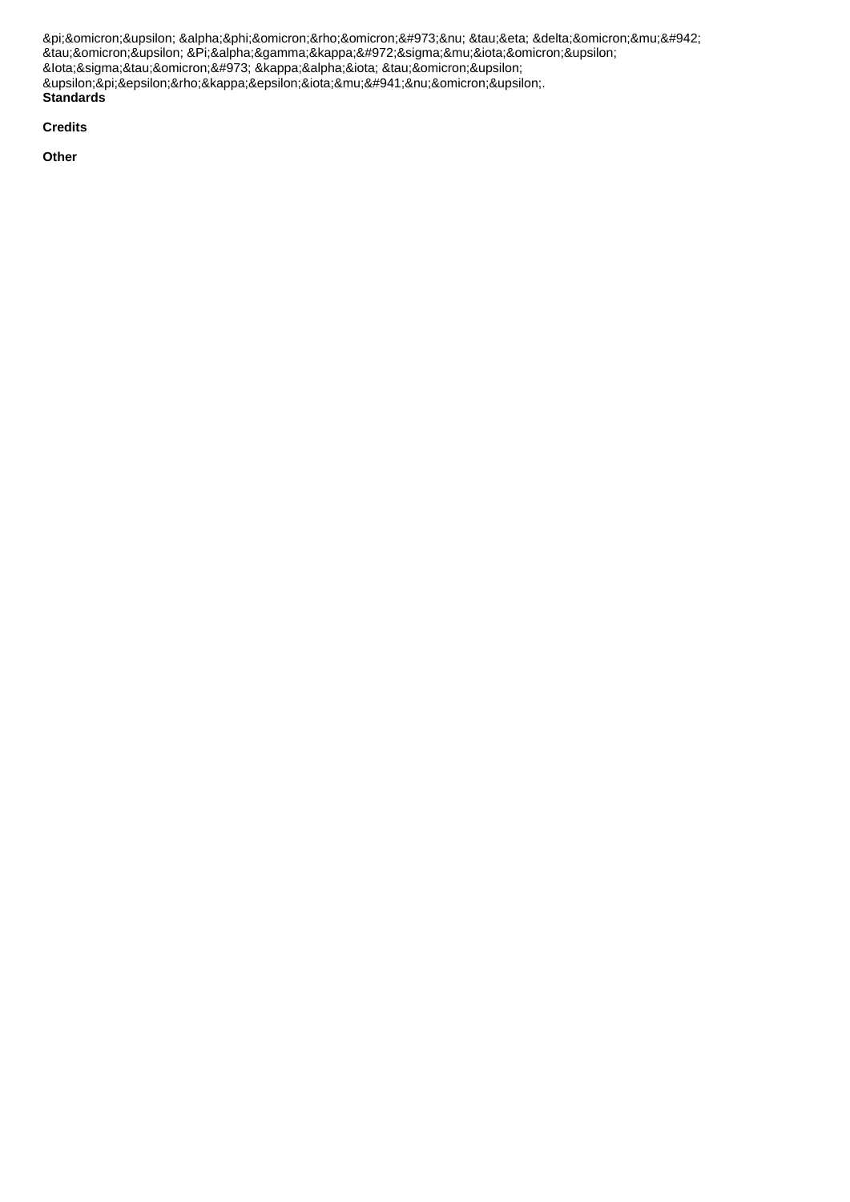&pi;&omicron;&upsilon; &alpha;&phi;&omicron;&rho;&omicron;&#973;&nu; &tau;&eta; &delta;&omicron;&mu;&#942; &tau;&omicron;&upsilon; &Pi;&alpha;&gamma;&kappa;&#972;&sigma;&mu;&iota;&omicron;&upsilon; &Iota;&sigma;&tau;&omicron;&#973; &kappa;&alpha;&iota; &tau;&omicron;&upsilon; &upsilon;&pi;&epsilon;&rho;&kappa;&epsilon;&iota;&mu;&#941;&nu;&omicron;&upsilon;.

**Standards**

**Credits**

**Other**